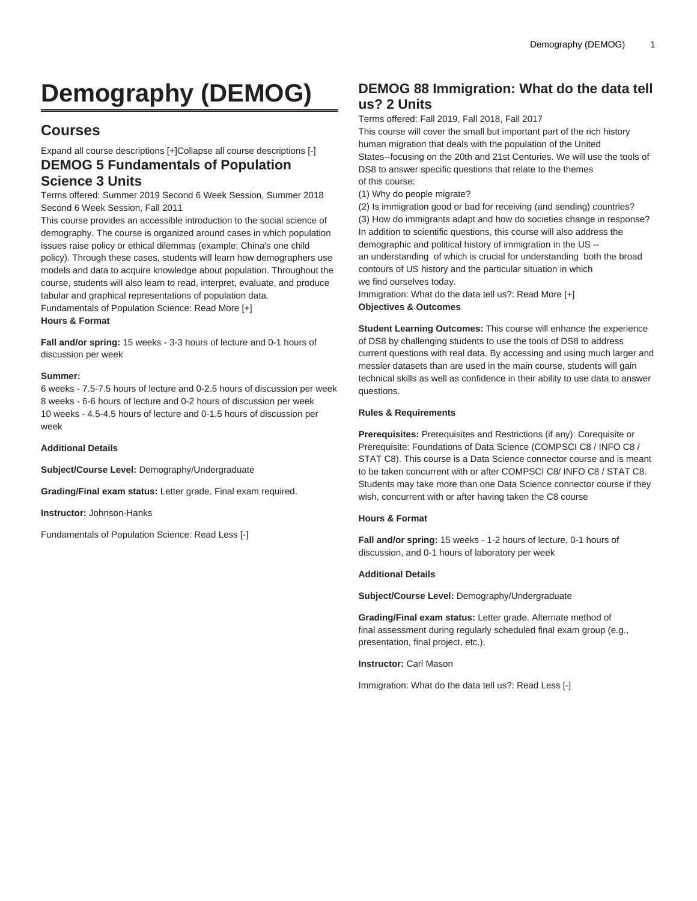# Demography (DEMOG)

## Courses

Expand all course descriptions [+]Collapse all course descriptions [-]

### DEMOG 5 Fundamentals of Population Science 3 Units

Terms offered: Summer 2019 Second 6 Week Session, Summer 2018 Second 6 Week Session, Fall 2011

This course provides an accessible introduction to the social science of demography. The course is organized around cases in which population issues raise policy or ethical dilemmas (example: China's one child policy). Through these cases, students will learn how demographers use models and data to acquire knowledge about population. Throughout the course, students will also learn to read, interpret, evaluate, and produce tabular and graphical representations of population data.

Fundamentals of Population Science: Read More [+]

**Hours & Format**

**Fall and/or spring:** 15 weeks - 3-3 hours of lecture and 0-1 hours of discussion per week

**Summer:**

6 weeks - 7.5-7.5 hours of lecture and 0-2.5 hours of discussion per week
8 weeks - 6-6 hours of lecture and 0-2 hours of discussion per week
10 weeks - 4.5-4.5 hours of lecture and 0-1.5 hours of discussion per week

**Additional Details**

**Subject/Course Level:** Demography/Undergraduate

**Grading/Final exam status:** Letter grade. Final exam required.

**Instructor:** Johnson-Hanks

Fundamentals of Population Science: Read Less [-]

### DEMOG 88 Immigration: What do the data tell us? 2 Units

Terms offered: Fall 2019, Fall 2018, Fall 2017

This course will cover the small but important part of the rich history human migration that deals with the population of the United States--focusing on the 20th and 21st Centuries. We will use the tools of DS8 to answer specific questions that relate to the themes of this course:

(1) Why do people migrate?
(2) Is immigration good or bad for receiving (and sending) countries?
(3) How do immigrants adapt and how do societies change in response?

In addition to scientific questions, this course will also address the demographic and political history of immigration in the US -- an understanding of which is crucial for understanding both the broad contours of US history and the particular situation in which we find ourselves today.

Immigration: What do the data tell us?: Read More [+]

**Objectives & Outcomes**

**Student Learning Outcomes:** This course will enhance the experience of DS8 by challenging students to use the tools of DS8 to address current questions with real data. By accessing and using much larger and messier datasets than are used in the main course, students will gain technical skills as well as confidence in their ability to use data to answer questions.

**Rules & Requirements**

**Prerequisites:** Prerequisites and Restrictions (if any): Corequisite or Prerequisite: Foundations of Data Science (COMPSCI C8 / INFO C8 / STAT C8). This course is a Data Science connector course and is meant to be taken concurrent with or after COMPSCI C8/ INFO C8 / STAT C8. Students may take more than one Data Science connector course if they wish, concurrent with or after having taken the C8 course

**Hours & Format**

**Fall and/or spring:** 15 weeks - 1-2 hours of lecture, 0-1 hours of discussion, and 0-1 hours of laboratory per week

**Additional Details**

**Subject/Course Level:** Demography/Undergraduate

**Grading/Final exam status:** Letter grade. Alternate method of final assessment during regularly scheduled final exam group (e.g., presentation, final project, etc.).

**Instructor:** Carl Mason

Immigration: What do the data tell us?: Read Less [-]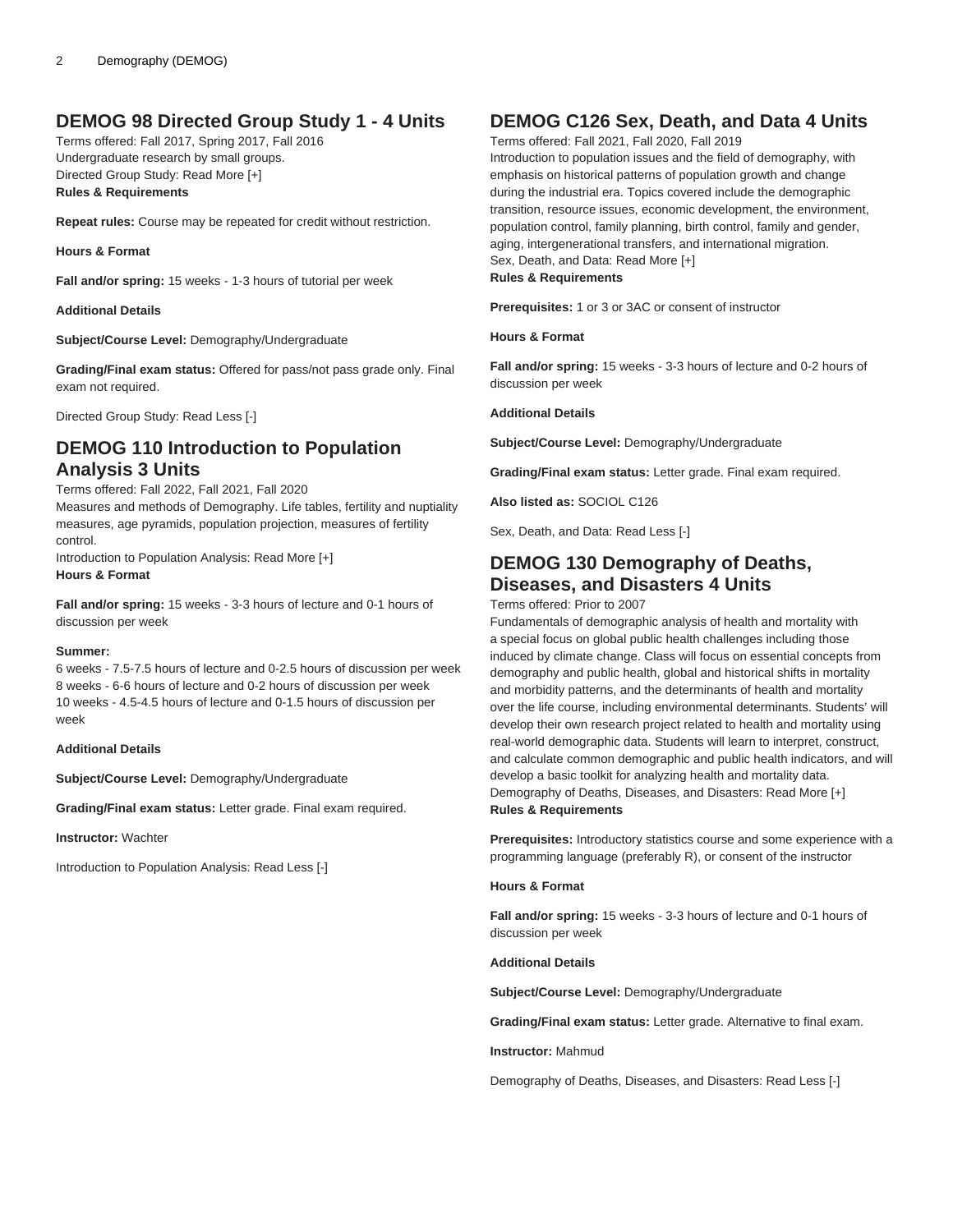## DEMOG 98 Directed Group Study 1 - 4 Units

Terms offered: Fall 2017, Spring 2017, Fall 2016
Undergraduate research by small groups.
Directed Group Study: Read More [+]
**Rules & Requirements**

**Repeat rules:** Course may be repeated for credit without restriction.

**Hours & Format**

**Fall and/or spring:** 15 weeks - 1-3 hours of tutorial per week

**Additional Details**

**Subject/Course Level:** Demography/Undergraduate

**Grading/Final exam status:** Offered for pass/not pass grade only. Final exam not required.

Directed Group Study: Read Less [-]

## DEMOG 110 Introduction to Population Analysis 3 Units

Terms offered: Fall 2022, Fall 2021, Fall 2020
Measures and methods of Demography. Life tables, fertility and nuptiality measures, age pyramids, population projection, measures of fertility control.
Introduction to Population Analysis: Read More [+]
**Hours & Format**

**Fall and/or spring:** 15 weeks - 3-3 hours of lecture and 0-1 hours of discussion per week

**Summer:**
6 weeks - 7.5-7.5 hours of lecture and 0-2.5 hours of discussion per week
8 weeks - 6-6 hours of lecture and 0-2 hours of discussion per week
10 weeks - 4.5-4.5 hours of lecture and 0-1.5 hours of discussion per week

**Additional Details**

**Subject/Course Level:** Demography/Undergraduate

**Grading/Final exam status:** Letter grade. Final exam required.

**Instructor:** Wachter

Introduction to Population Analysis: Read Less [-]

## DEMOG C126 Sex, Death, and Data 4 Units

Terms offered: Fall 2021, Fall 2020, Fall 2019
Introduction to population issues and the field of demography, with emphasis on historical patterns of population growth and change during the industrial era. Topics covered include the demographic transition, resource issues, economic development, the environment, population control, family planning, birth control, family and gender, aging, intergenerational transfers, and international migration.
Sex, Death, and Data: Read More [+]
**Rules & Requirements**

**Prerequisites:** 1 or 3 or 3AC or consent of instructor

**Hours & Format**

**Fall and/or spring:** 15 weeks - 3-3 hours of lecture and 0-2 hours of discussion per week

**Additional Details**

**Subject/Course Level:** Demography/Undergraduate

**Grading/Final exam status:** Letter grade. Final exam required.

**Also listed as:** SOCIOL C126

Sex, Death, and Data: Read Less [-]

## DEMOG 130 Demography of Deaths, Diseases, and Disasters 4 Units

Terms offered: Prior to 2007
Fundamentals of demographic analysis of health and mortality with a special focus on global public health challenges including those induced by climate change. Class will focus on essential concepts from demography and public health, global and historical shifts in mortality and morbidity patterns, and the determinants of health and mortality over the life course, including environmental determinants. Students' will develop their own research project related to health and mortality using real-world demographic data. Students will learn to interpret, construct, and calculate common demographic and public health indicators, and will develop a basic toolkit for analyzing health and mortality data.
Demography of Deaths, Diseases, and Disasters: Read More [+]
**Rules & Requirements**

**Prerequisites:** Introductory statistics course and some experience with a programming language (preferably R), or consent of the instructor

**Hours & Format**

**Fall and/or spring:** 15 weeks - 3-3 hours of lecture and 0-1 hours of discussion per week

**Additional Details**

**Subject/Course Level:** Demography/Undergraduate

**Grading/Final exam status:** Letter grade. Alternative to final exam.

**Instructor:** Mahmud

Demography of Deaths, Diseases, and Disasters: Read Less [-]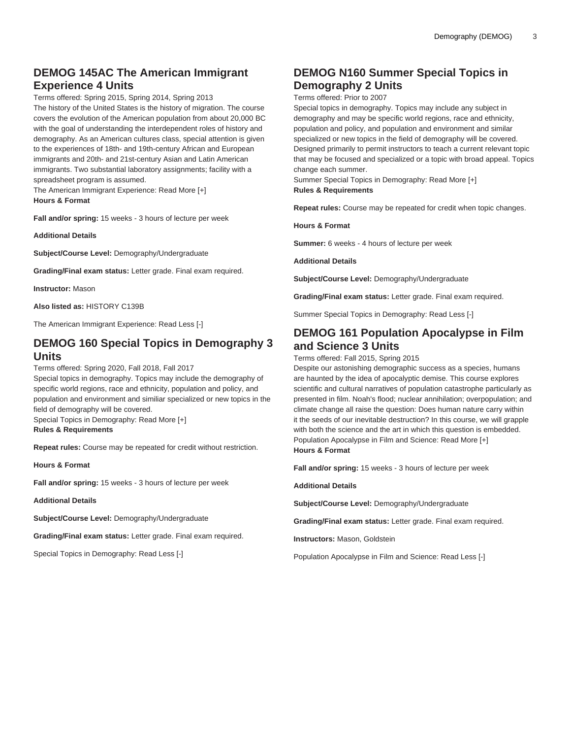## DEMOG 145AC The American Immigrant Experience 4 Units

Terms offered: Spring 2015, Spring 2014, Spring 2013

The history of the United States is the history of migration. The course covers the evolution of the American population from about 20,000 BC with the goal of understanding the interdependent roles of history and demography. As an American cultures class, special attention is given to the experiences of 18th- and 19th-century African and European immigrants and 20th- and 21st-century Asian and Latin American immigrants. Two substantial laboratory assignments; facility with a spreadsheet program is assumed.

The American Immigrant Experience: Read More [+]

**Hours & Format**

**Fall and/or spring:** 15 weeks - 3 hours of lecture per week

**Additional Details**

**Subject/Course Level:** Demography/Undergraduate

**Grading/Final exam status:** Letter grade. Final exam required.

**Instructor:** Mason

**Also listed as:** HISTORY C139B

The American Immigrant Experience: Read Less [-]

## DEMOG 160 Special Topics in Demography 3 Units

Terms offered: Spring 2020, Fall 2018, Fall 2017

Special topics in demography. Topics may include the demography of specific world regions, race and ethnicity, population and policy, and population and environment and similiar specialized or new topics in the field of demography will be covered.

Special Topics in Demography: Read More [+]

**Rules & Requirements**

**Repeat rules:** Course may be repeated for credit without restriction.

**Hours & Format**

**Fall and/or spring:** 15 weeks - 3 hours of lecture per week

**Additional Details**

**Subject/Course Level:** Demography/Undergraduate

**Grading/Final exam status:** Letter grade. Final exam required.

Special Topics in Demography: Read Less [-]

## DEMOG N160 Summer Special Topics in Demography 2 Units

Terms offered: Prior to 2007

Special topics in demography. Topics may include any subject in demography and may be specific world regions, race and ethnicity, population and policy, and population and environment and similar specialized or new topics in the field of demography will be covered. Designed primarily to permit instructors to teach a current relevant topic that may be focused and specialized or a topic with broad appeal. Topics change each summer.

Summer Special Topics in Demography: Read More [+]

**Rules & Requirements**

**Repeat rules:** Course may be repeated for credit when topic changes.

**Hours & Format**

**Summer:** 6 weeks - 4 hours of lecture per week

**Additional Details**

**Subject/Course Level:** Demography/Undergraduate

**Grading/Final exam status:** Letter grade. Final exam required.

Summer Special Topics in Demography: Read Less [-]

## DEMOG 161 Population Apocalypse in Film and Science 3 Units

Terms offered: Fall 2015, Spring 2015

Despite our astonishing demographic success as a species, humans are haunted by the idea of apocalyptic demise. This course explores scientific and cultural narratives of population catastrophe particularly as presented in film. Noah's flood; nuclear annihilation; overpopulation; and climate change all raise the question: Does human nature carry within it the seeds of our inevitable destruction? In this course, we will grapple with both the science and the art in which this question is embedded.

Population Apocalypse in Film and Science: Read More [+]

**Hours & Format**

**Fall and/or spring:** 15 weeks - 3 hours of lecture per week

**Additional Details**

**Subject/Course Level:** Demography/Undergraduate

**Grading/Final exam status:** Letter grade. Final exam required.

**Instructors:** Mason, Goldstein

Population Apocalypse in Film and Science: Read Less [-]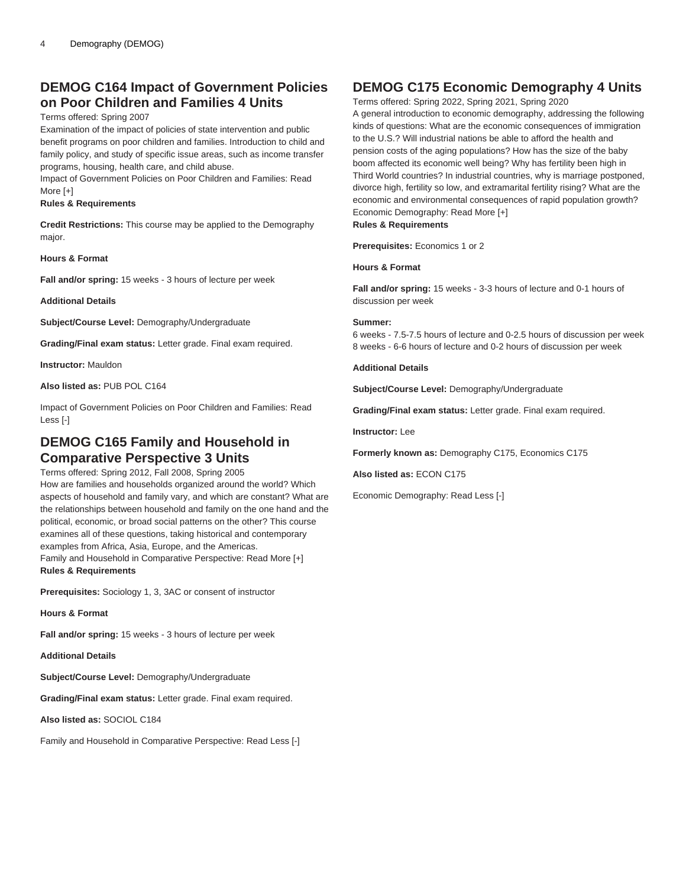## DEMOG C164 Impact of Government Policies on Poor Children and Families 4 Units

Terms offered: Spring 2007

Examination of the impact of policies of state intervention and public benefit programs on poor children and families. Introduction to child and family policy, and study of specific issue areas, such as income transfer programs, housing, health care, and child abuse.

Impact of Government Policies on Poor Children and Families: Read More [+]

**Rules & Requirements**

**Credit Restrictions:** This course may be applied to the Demography major.

**Hours & Format**

**Fall and/or spring:** 15 weeks - 3 hours of lecture per week

**Additional Details**

**Subject/Course Level:** Demography/Undergraduate

**Grading/Final exam status:** Letter grade. Final exam required.

**Instructor:** Mauldon

**Also listed as:** PUB POL C164

Impact of Government Policies on Poor Children and Families: Read Less [-]

## DEMOG C165 Family and Household in Comparative Perspective 3 Units

Terms offered: Spring 2012, Fall 2008, Spring 2005

How are families and households organized around the world? Which aspects of household and family vary, and which are constant? What are the relationships between household and family on the one hand and the political, economic, or broad social patterns on the other? This course examines all of these questions, taking historical and contemporary examples from Africa, Asia, Europe, and the Americas.

Family and Household in Comparative Perspective: Read More [+]

**Rules & Requirements**

**Prerequisites:** Sociology 1, 3, 3AC or consent of instructor

**Hours & Format**

**Fall and/or spring:** 15 weeks - 3 hours of lecture per week

**Additional Details**

**Subject/Course Level:** Demography/Undergraduate

**Grading/Final exam status:** Letter grade. Final exam required.

**Also listed as:** SOCIOL C184

Family and Household in Comparative Perspective: Read Less [-]

## DEMOG C175 Economic Demography 4 Units

Terms offered: Spring 2022, Spring 2021, Spring 2020

A general introduction to economic demography, addressing the following kinds of questions: What are the economic consequences of immigration to the U.S.? Will industrial nations be able to afford the health and pension costs of the aging populations? How has the size of the baby boom affected its economic well being? Why has fertility been high in Third World countries? In industrial countries, why is marriage postponed, divorce high, fertility so low, and extramarital fertility rising? What are the economic and environmental consequences of rapid population growth?

Economic Demography: Read More [+]

**Rules & Requirements**

**Prerequisites:** Economics 1 or 2

**Hours & Format**

**Fall and/or spring:** 15 weeks - 3-3 hours of lecture and 0-1 hours of discussion per week

**Summer:**
6 weeks - 7.5-7.5 hours of lecture and 0-2.5 hours of discussion per week
8 weeks - 6-6 hours of lecture and 0-2 hours of discussion per week

**Additional Details**

**Subject/Course Level:** Demography/Undergraduate

**Grading/Final exam status:** Letter grade. Final exam required.

**Instructor:** Lee

**Formerly known as:** Demography C175, Economics C175

**Also listed as:** ECON C175

Economic Demography: Read Less [-]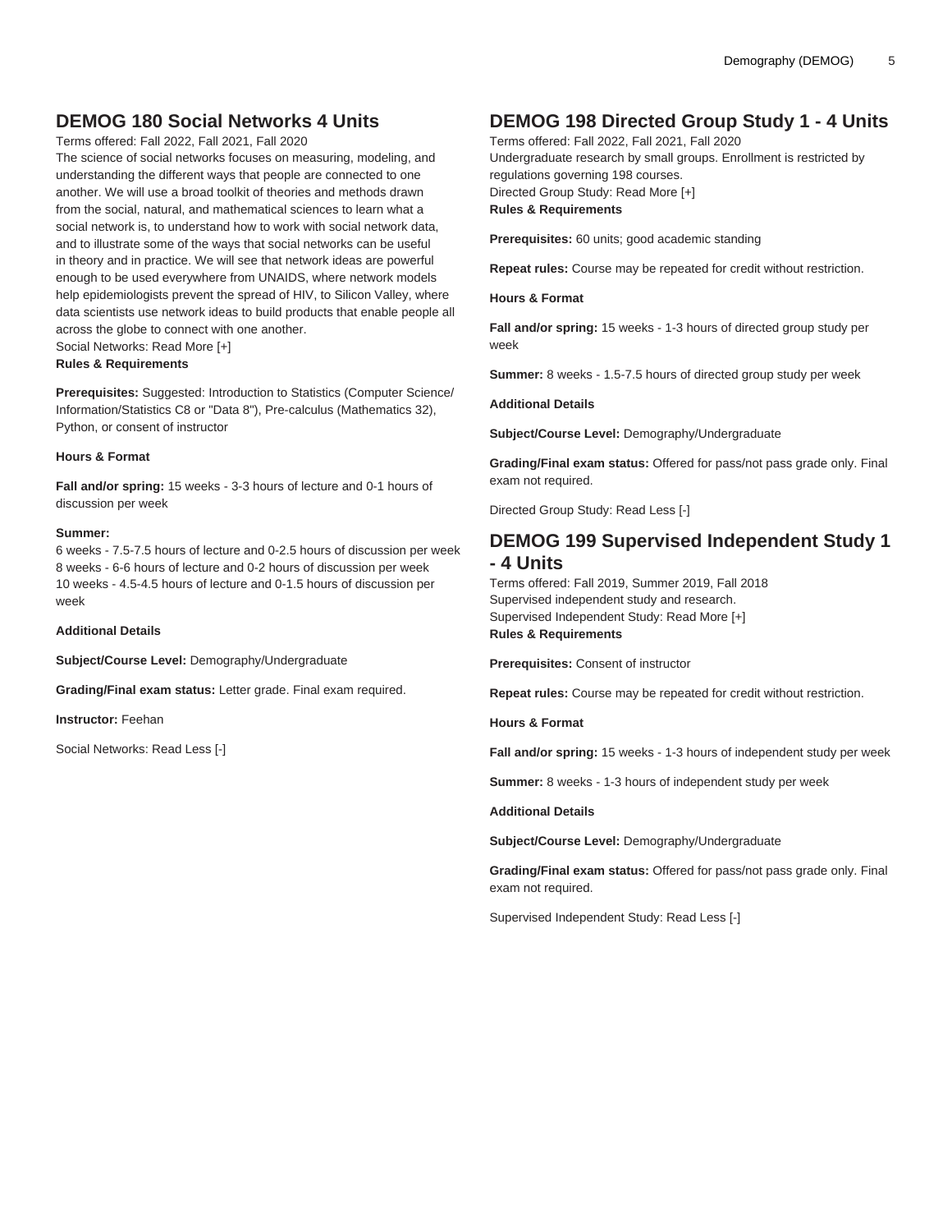## DEMOG 180 Social Networks 4 Units

Terms offered: Fall 2022, Fall 2021, Fall 2020
The science of social networks focuses on measuring, modeling, and understanding the different ways that people are connected to one another. We will use a broad toolkit of theories and methods drawn from the social, natural, and mathematical sciences to learn what a social network is, to understand how to work with social network data, and to illustrate some of the ways that social networks can be useful in theory and in practice. We will see that network ideas are powerful enough to be used everywhere from UNAIDS, where network models help epidemiologists prevent the spread of HIV, to Silicon Valley, where data scientists use network ideas to build products that enable people all across the globe to connect with one another.
Social Networks: Read More [+]
**Rules & Requirements**

**Prerequisites:** Suggested: Introduction to Statistics (Computer Science/ Information/Statistics C8 or "Data 8"), Pre-calculus (Mathematics 32), Python, or consent of instructor

**Hours & Format**

**Fall and/or spring:** 15 weeks - 3-3 hours of lecture and 0-1 hours of discussion per week

**Summer:**
6 weeks - 7.5-7.5 hours of lecture and 0-2.5 hours of discussion per week
8 weeks - 6-6 hours of lecture and 0-2 hours of discussion per week
10 weeks - 4.5-4.5 hours of lecture and 0-1.5 hours of discussion per week

**Additional Details**

**Subject/Course Level:** Demography/Undergraduate

**Grading/Final exam status:** Letter grade. Final exam required.

**Instructor:** Feehan

Social Networks: Read Less [-]

## DEMOG 198 Directed Group Study 1 - 4 Units

Terms offered: Fall 2022, Fall 2021, Fall 2020
Undergraduate research by small groups. Enrollment is restricted by regulations governing 198 courses.
Directed Group Study: Read More [+]
**Rules & Requirements**

**Prerequisites:** 60 units; good academic standing

**Repeat rules:** Course may be repeated for credit without restriction.

**Hours & Format**

**Fall and/or spring:** 15 weeks - 1-3 hours of directed group study per week

**Summer:** 8 weeks - 1.5-7.5 hours of directed group study per week

**Additional Details**

**Subject/Course Level:** Demography/Undergraduate

**Grading/Final exam status:** Offered for pass/not pass grade only. Final exam not required.

Directed Group Study: Read Less [-]

## DEMOG 199 Supervised Independent Study 1 - 4 Units

Terms offered: Fall 2019, Summer 2019, Fall 2018
Supervised independent study and research.
Supervised Independent Study: Read More [+]
**Rules & Requirements**

**Prerequisites:** Consent of instructor

**Repeat rules:** Course may be repeated for credit without restriction.

**Hours & Format**

**Fall and/or spring:** 15 weeks - 1-3 hours of independent study per week

**Summer:** 8 weeks - 1-3 hours of independent study per week

**Additional Details**

**Subject/Course Level:** Demography/Undergraduate

**Grading/Final exam status:** Offered for pass/not pass grade only. Final exam not required.

Supervised Independent Study: Read Less [-]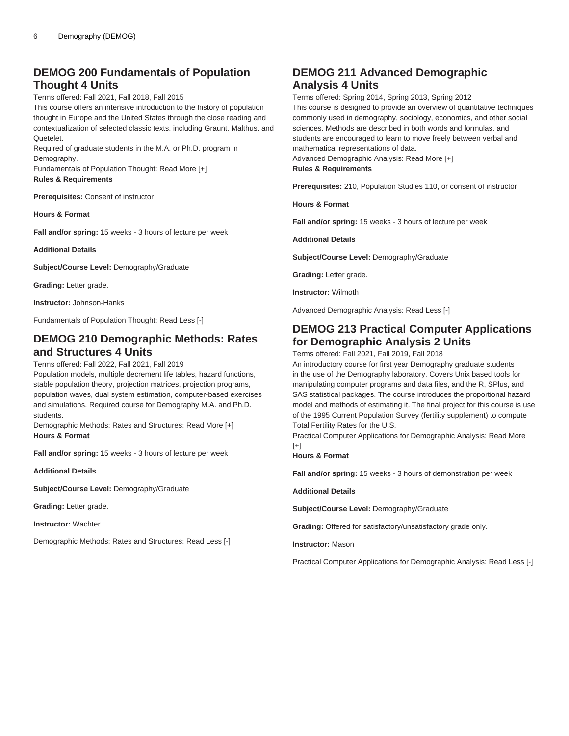## DEMOG 200 Fundamentals of Population Thought 4 Units

Terms offered: Fall 2021, Fall 2018, Fall 2015

This course offers an intensive introduction to the history of population thought in Europe and the United States through the close reading and contextualization of selected classic texts, including Graunt, Malthus, and Quetelet.

Required of graduate students in the M.A. or Ph.D. program in Demography.

Fundamentals of Population Thought: Read More [+]

**Rules & Requirements**

**Prerequisites:** Consent of instructor

**Hours & Format**

**Fall and/or spring:** 15 weeks - 3 hours of lecture per week

**Additional Details**

**Subject/Course Level:** Demography/Graduate

**Grading:** Letter grade.

**Instructor:** Johnson-Hanks

Fundamentals of Population Thought: Read Less [-]

## DEMOG 210 Demographic Methods: Rates and Structures 4 Units

Terms offered: Fall 2022, Fall 2021, Fall 2019

Population models, multiple decrement life tables, hazard functions, stable population theory, projection matrices, projection programs, population waves, dual system estimation, computer-based exercises and simulations. Required course for Demography M.A. and Ph.D. students.

Demographic Methods: Rates and Structures: Read More [+]

**Hours & Format**

**Fall and/or spring:** 15 weeks - 3 hours of lecture per week

**Additional Details**

**Subject/Course Level:** Demography/Graduate

**Grading:** Letter grade.

**Instructor:** Wachter

Demographic Methods: Rates and Structures: Read Less [-]

## DEMOG 211 Advanced Demographic Analysis 4 Units

Terms offered: Spring 2014, Spring 2013, Spring 2012

This course is designed to provide an overview of quantitative techniques commonly used in demography, sociology, economics, and other social sciences. Methods are described in both words and formulas, and students are encouraged to learn to move freely between verbal and mathematical representations of data.

Advanced Demographic Analysis: Read More [+]

**Rules & Requirements**

**Prerequisites:** 210, Population Studies 110, or consent of instructor

**Hours & Format**

**Fall and/or spring:** 15 weeks - 3 hours of lecture per week

**Additional Details**

**Subject/Course Level:** Demography/Graduate

**Grading:** Letter grade.

**Instructor:** Wilmoth

Advanced Demographic Analysis: Read Less [-]

## DEMOG 213 Practical Computer Applications for Demographic Analysis 2 Units

Terms offered: Fall 2021, Fall 2019, Fall 2018

An introductory course for first year Demography graduate students in the use of the Demography laboratory. Covers Unix based tools for manipulating computer programs and data files, and the R, SPlus, and SAS statistical packages. The course introduces the proportional hazard model and methods of estimating it. The final project for this course is use of the 1995 Current Population Survey (fertility supplement) to compute Total Fertility Rates for the U.S.

Practical Computer Applications for Demographic Analysis: Read More [+]

**Hours & Format**

**Fall and/or spring:** 15 weeks - 3 hours of demonstration per week

**Additional Details**

**Subject/Course Level:** Demography/Graduate

**Grading:** Offered for satisfactory/unsatisfactory grade only.

**Instructor:** Mason

Practical Computer Applications for Demographic Analysis: Read Less [-]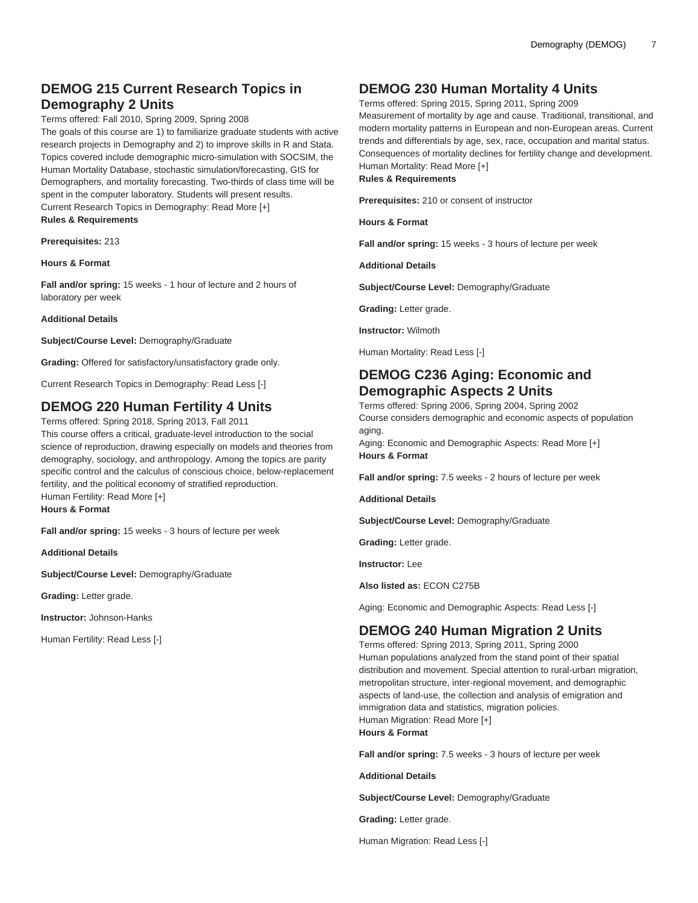## DEMOG 215 Current Research Topics in Demography 2 Units

Terms offered: Fall 2010, Spring 2009, Spring 2008

The goals of this course are 1) to familiarize graduate students with active research projects in Demography and 2) to improve skills in R and Stata. Topics covered include demographic micro-simulation with SOCSIM, the Human Mortality Database, stochastic simulation/forecasting, GIS for Demographers, and mortality forecasting. Two-thirds of class time will be spent in the computer laboratory. Students will present results.

Current Research Topics in Demography: Read More [+]

**Rules & Requirements**

**Prerequisites:** 213

**Hours & Format**

**Fall and/or spring:** 15 weeks - 1 hour of lecture and 2 hours of laboratory per week

**Additional Details**

**Subject/Course Level:** Demography/Graduate

**Grading:** Offered for satisfactory/unsatisfactory grade only.

Current Research Topics in Demography: Read Less [-]

## DEMOG 220 Human Fertility 4 Units

Terms offered: Spring 2018, Spring 2013, Fall 2011

This course offers a critical, graduate-level introduction to the social science of reproduction, drawing especially on models and theories from demography, sociology, and anthropology. Among the topics are parity specific control and the calculus of conscious choice, below-replacement fertility, and the political economy of stratified reproduction.

Human Fertility: Read More [+]

**Hours & Format**

**Fall and/or spring:** 15 weeks - 3 hours of lecture per week

**Additional Details**

**Subject/Course Level:** Demography/Graduate

**Grading:** Letter grade.

**Instructor:** Johnson-Hanks

Human Fertility: Read Less [-]

## DEMOG 230 Human Mortality 4 Units

Terms offered: Spring 2015, Spring 2011, Spring 2009

Measurement of mortality by age and cause. Traditional, transitional, and modern mortality patterns in European and non-European areas. Current trends and differentials by age, sex, race, occupation and marital status. Consequences of mortality declines for fertility change and development.

Human Mortality: Read More [+]

**Rules & Requirements**

**Prerequisites:** 210 or consent of instructor

**Hours & Format**

**Fall and/or spring:** 15 weeks - 3 hours of lecture per week

**Additional Details**

**Subject/Course Level:** Demography/Graduate

**Grading:** Letter grade.

**Instructor:** Wilmoth

Human Mortality: Read Less [-]

## DEMOG C236 Aging: Economic and Demographic Aspects 2 Units

Terms offered: Spring 2006, Spring 2004, Spring 2002

Course considers demographic and economic aspects of population aging.

Aging: Economic and Demographic Aspects: Read More [+]

**Hours & Format**

**Fall and/or spring:** 7.5 weeks - 2 hours of lecture per week

**Additional Details**

**Subject/Course Level:** Demography/Graduate

**Grading:** Letter grade.

**Instructor:** Lee

**Also listed as:** ECON C275B

Aging: Economic and Demographic Aspects: Read Less [-]

## DEMOG 240 Human Migration 2 Units

Terms offered: Spring 2013, Spring 2011, Spring 2000

Human populations analyzed from the stand point of their spatial distribution and movement. Special attention to rural-urban migration, metropolitan structure, inter-regional movement, and demographic aspects of land-use, the collection and analysis of emigration and immigration data and statistics, migration policies.

Human Migration: Read More [+]

**Hours & Format**

**Fall and/or spring:** 7.5 weeks - 3 hours of lecture per week

**Additional Details**

**Subject/Course Level:** Demography/Graduate

**Grading:** Letter grade.

Human Migration: Read Less [-]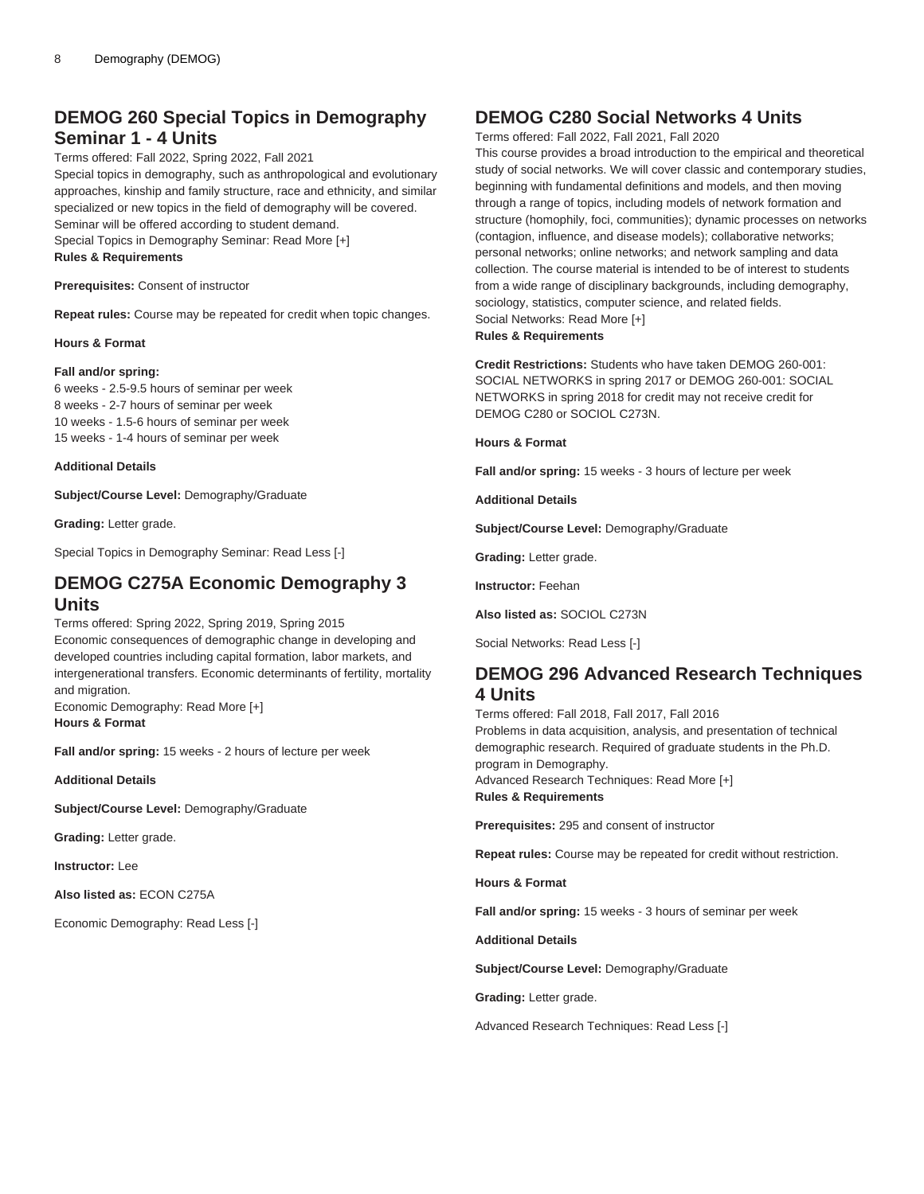## DEMOG 260 Special Topics in Demography Seminar 1 - 4 Units

Terms offered: Fall 2022, Spring 2022, Fall 2021

Special topics in demography, such as anthropological and evolutionary approaches, kinship and family structure, race and ethnicity, and similar specialized or new topics in the field of demography will be covered. Seminar will be offered according to student demand.

Special Topics in Demography Seminar: Read More [+]

**Rules & Requirements**

**Prerequisites:** Consent of instructor

**Repeat rules:** Course may be repeated for credit when topic changes.

**Hours & Format**

**Fall and/or spring:**

6 weeks - 2.5-9.5 hours of seminar per week
8 weeks - 2-7 hours of seminar per week
10 weeks - 1.5-6 hours of seminar per week
15 weeks - 1-4 hours of seminar per week

**Additional Details**

**Subject/Course Level:** Demography/Graduate

**Grading:** Letter grade.

Special Topics in Demography Seminar: Read Less [-]

## DEMOG C275A Economic Demography 3 Units

Terms offered: Spring 2022, Spring 2019, Spring 2015

Economic consequences of demographic change in developing and developed countries including capital formation, labor markets, and intergenerational transfers. Economic determinants of fertility, mortality and migration.

Economic Demography: Read More [+]

**Hours & Format**

**Fall and/or spring:** 15 weeks - 2 hours of lecture per week

**Additional Details**

**Subject/Course Level:** Demography/Graduate

**Grading:** Letter grade.

**Instructor:** Lee

**Also listed as:** ECON C275A

Economic Demography: Read Less [-]

## DEMOG C280 Social Networks 4 Units

Terms offered: Fall 2022, Fall 2021, Fall 2020

This course provides a broad introduction to the empirical and theoretical study of social networks. We will cover classic and contemporary studies, beginning with fundamental definitions and models, and then moving through a range of topics, including models of network formation and structure (homophily, foci, communities); dynamic processes on networks (contagion, influence, and disease models); collaborative networks; personal networks; online networks; and network sampling and data collection. The course material is intended to be of interest to students from a wide range of disciplinary backgrounds, including demography, sociology, statistics, computer science, and related fields.

Social Networks: Read More [+]

**Rules & Requirements**

**Credit Restrictions:** Students who have taken DEMOG 260-001: SOCIAL NETWORKS in spring 2017 or DEMOG 260-001: SOCIAL NETWORKS in spring 2018 for credit may not receive credit for DEMOG C280 or SOCIOL C273N.

**Hours & Format**

**Fall and/or spring:** 15 weeks - 3 hours of lecture per week

**Additional Details**

**Subject/Course Level:** Demography/Graduate

**Grading:** Letter grade.

**Instructor:** Feehan

**Also listed as:** SOCIOL C273N

Social Networks: Read Less [-]

## DEMOG 296 Advanced Research Techniques 4 Units

Terms offered: Fall 2018, Fall 2017, Fall 2016

Problems in data acquisition, analysis, and presentation of technical demographic research. Required of graduate students in the Ph.D. program in Demography.

Advanced Research Techniques: Read More [+]

**Rules & Requirements**

**Prerequisites:** 295 and consent of instructor

**Repeat rules:** Course may be repeated for credit without restriction.

**Hours & Format**

**Fall and/or spring:** 15 weeks - 3 hours of seminar per week

**Additional Details**

**Subject/Course Level:** Demography/Graduate

**Grading:** Letter grade.

Advanced Research Techniques: Read Less [-]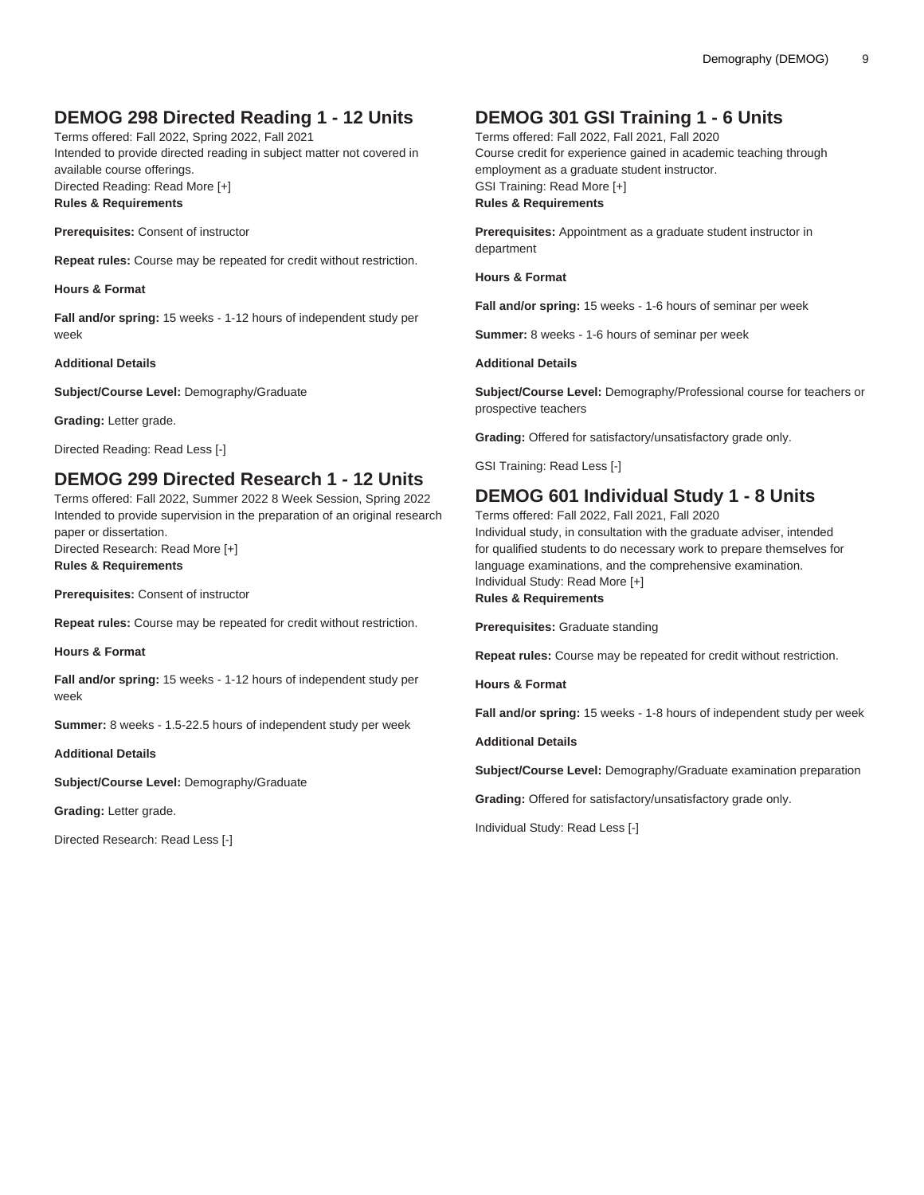## DEMOG 298 Directed Reading 1 - 12 Units

Terms offered: Fall 2022, Spring 2022, Fall 2021
Intended to provide directed reading in subject matter not covered in available course offerings.
Directed Reading: Read More [+]
**Rules & Requirements**

**Prerequisites:** Consent of instructor

**Repeat rules:** Course may be repeated for credit without restriction.

**Hours & Format**

**Fall and/or spring:** 15 weeks - 1-12 hours of independent study per week

**Additional Details**

**Subject/Course Level:** Demography/Graduate

**Grading:** Letter grade.

Directed Reading: Read Less [-]

## DEMOG 299 Directed Research 1 - 12 Units

Terms offered: Fall 2022, Summer 2022 8 Week Session, Spring 2022
Intended to provide supervision in the preparation of an original research paper or dissertation.
Directed Research: Read More [+]
**Rules & Requirements**

**Prerequisites:** Consent of instructor

**Repeat rules:** Course may be repeated for credit without restriction.

**Hours & Format**

**Fall and/or spring:** 15 weeks - 1-12 hours of independent study per week

**Summer:** 8 weeks - 1.5-22.5 hours of independent study per week

**Additional Details**

**Subject/Course Level:** Demography/Graduate

**Grading:** Letter grade.

Directed Research: Read Less [-]

## DEMOG 301 GSI Training 1 - 6 Units

Terms offered: Fall 2022, Fall 2021, Fall 2020
Course credit for experience gained in academic teaching through employment as a graduate student instructor.
GSI Training: Read More [+]
**Rules & Requirements**

**Prerequisites:** Appointment as a graduate student instructor in department

**Hours & Format**

**Fall and/or spring:** 15 weeks - 1-6 hours of seminar per week

**Summer:** 8 weeks - 1-6 hours of seminar per week

**Additional Details**

**Subject/Course Level:** Demography/Professional course for teachers or prospective teachers

**Grading:** Offered for satisfactory/unsatisfactory grade only.

GSI Training: Read Less [-]

## DEMOG 601 Individual Study 1 - 8 Units

Terms offered: Fall 2022, Fall 2021, Fall 2020
Individual study, in consultation with the graduate adviser, intended for qualified students to do necessary work to prepare themselves for language examinations, and the comprehensive examination.
Individual Study: Read More [+]
**Rules & Requirements**

**Prerequisites:** Graduate standing

**Repeat rules:** Course may be repeated for credit without restriction.

**Hours & Format**

**Fall and/or spring:** 15 weeks - 1-8 hours of independent study per week

**Additional Details**

**Subject/Course Level:** Demography/Graduate examination preparation

**Grading:** Offered for satisfactory/unsatisfactory grade only.

Individual Study: Read Less [-]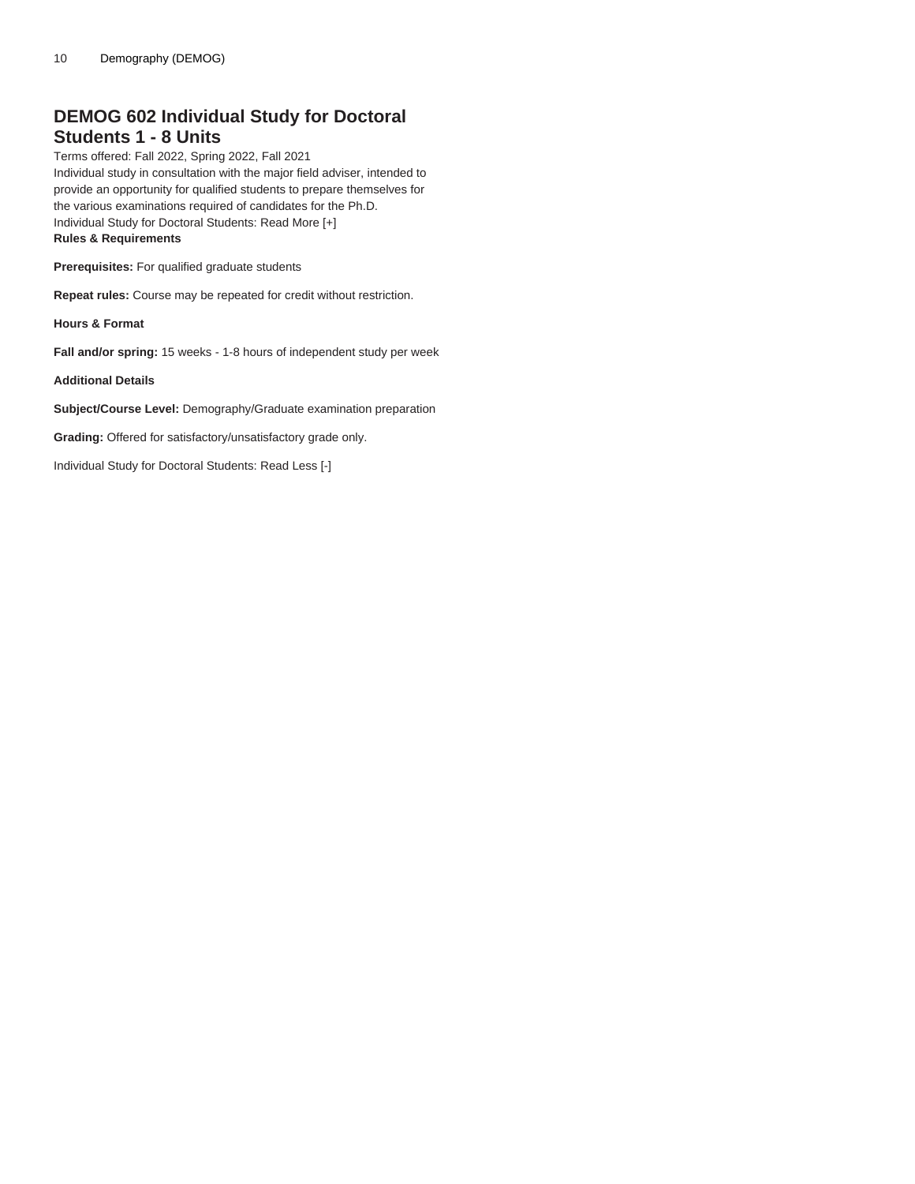## DEMOG 602 Individual Study for Doctoral Students 1 - 8 Units

Terms offered: Fall 2022, Spring 2022, Fall 2021

Individual study in consultation with the major field adviser, intended to provide an opportunity for qualified students to prepare themselves for the various examinations required of candidates for the Ph.D.

Individual Study for Doctoral Students: Read More [+]

**Rules & Requirements**

**Prerequisites:** For qualified graduate students

**Repeat rules:** Course may be repeated for credit without restriction.

**Hours & Format**

**Fall and/or spring:** 15 weeks - 1-8 hours of independent study per week

**Additional Details**

**Subject/Course Level:** Demography/Graduate examination preparation

**Grading:** Offered for satisfactory/unsatisfactory grade only.

Individual Study for Doctoral Students: Read Less [-]